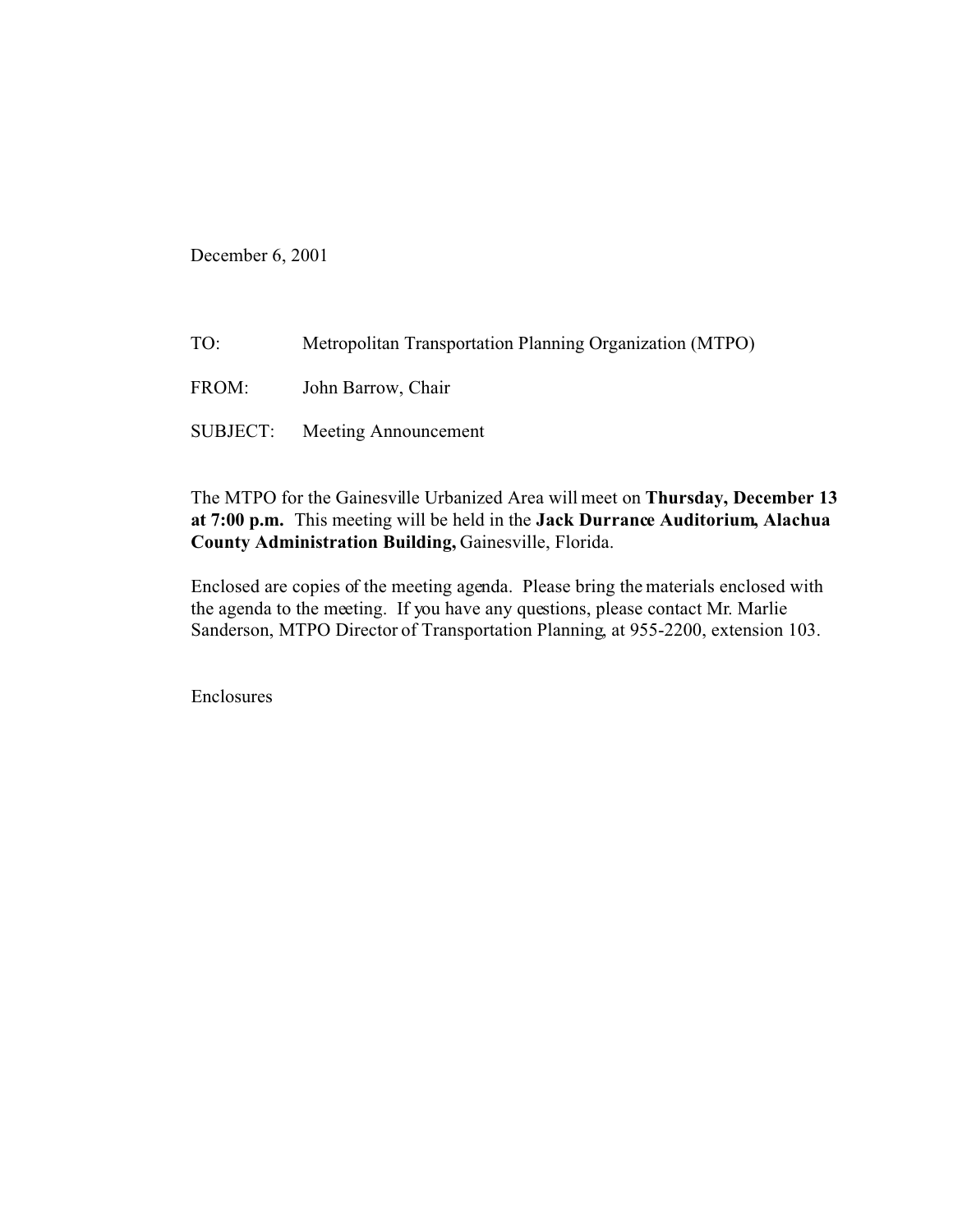December 6, 2001

TO: Metropolitan Transportation Planning Organization (MTPO)

FROM: John Barrow, Chair

SUBJECT: Meeting Announcement

The MTPO for the Gainesville Urbanized Area will meet on **Thursday, December 13 at 7:00 p.m.** This meeting will be held in the **Jack Durrance Auditorium, Alachua County Administration Building,** Gainesville, Florida.

Enclosed are copies of the meeting agenda. Please bring the materials enclosed with the agenda to the meeting. If you have any questions, please contact Mr. Marlie Sanderson, MTPO Director of Transportation Planning, at 955-2200, extension 103.

Enclosures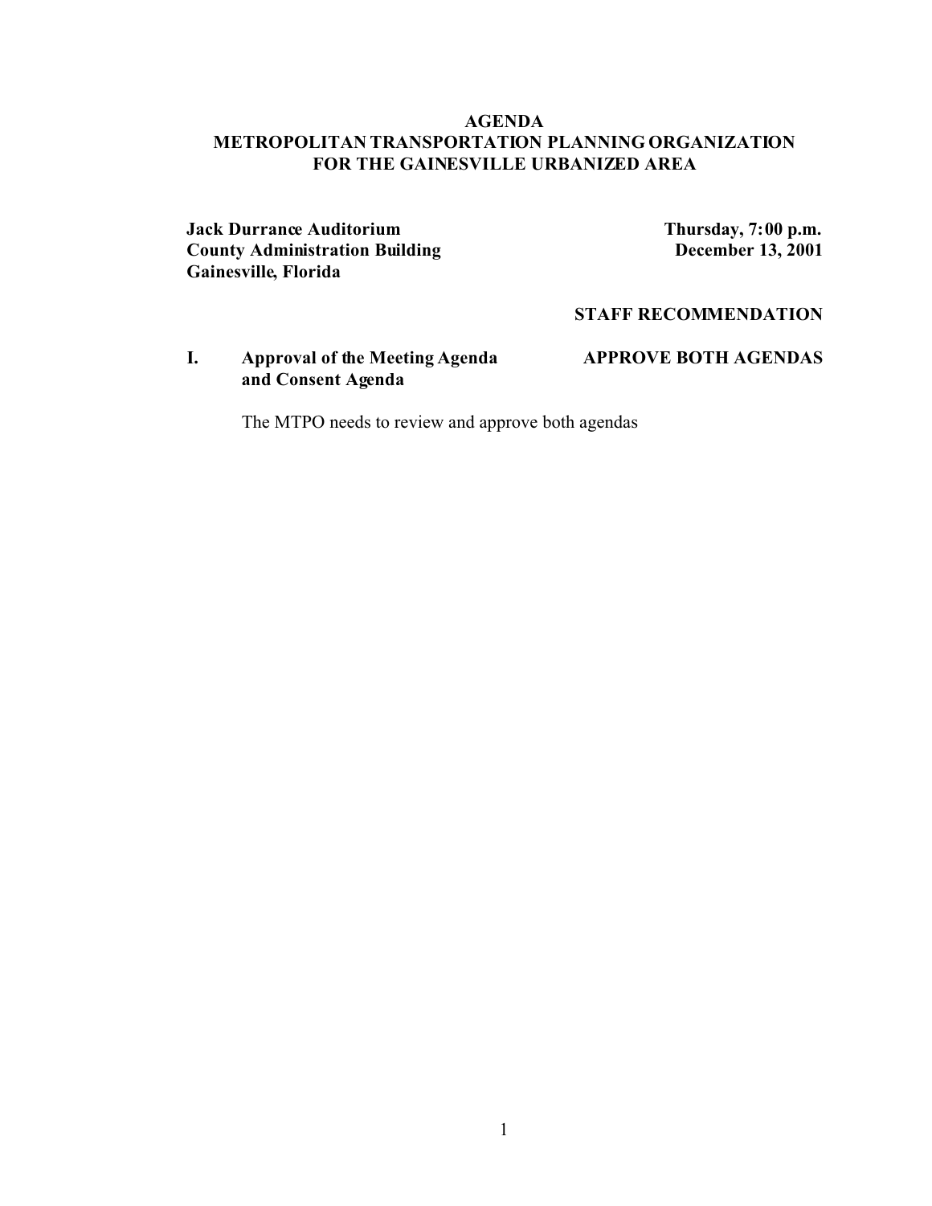# AGENDA
# METROPOLITAN TRANSPORTATION PLANNING ORGANIZATION FOR THE GAINESVILLE URBANIZED AREA

**Jack Durrance Auditorium**
**County Administration Building**
**Gainesville, Florida**

**Thursday, 7:00 p.m.**
**December 13, 2001**

**STAFF RECOMMENDATION**

**I. Approval of the Meeting Agenda and Consent Agenda** — **APPROVE BOTH AGENDAS**

The MTPO needs to review and approve both agendas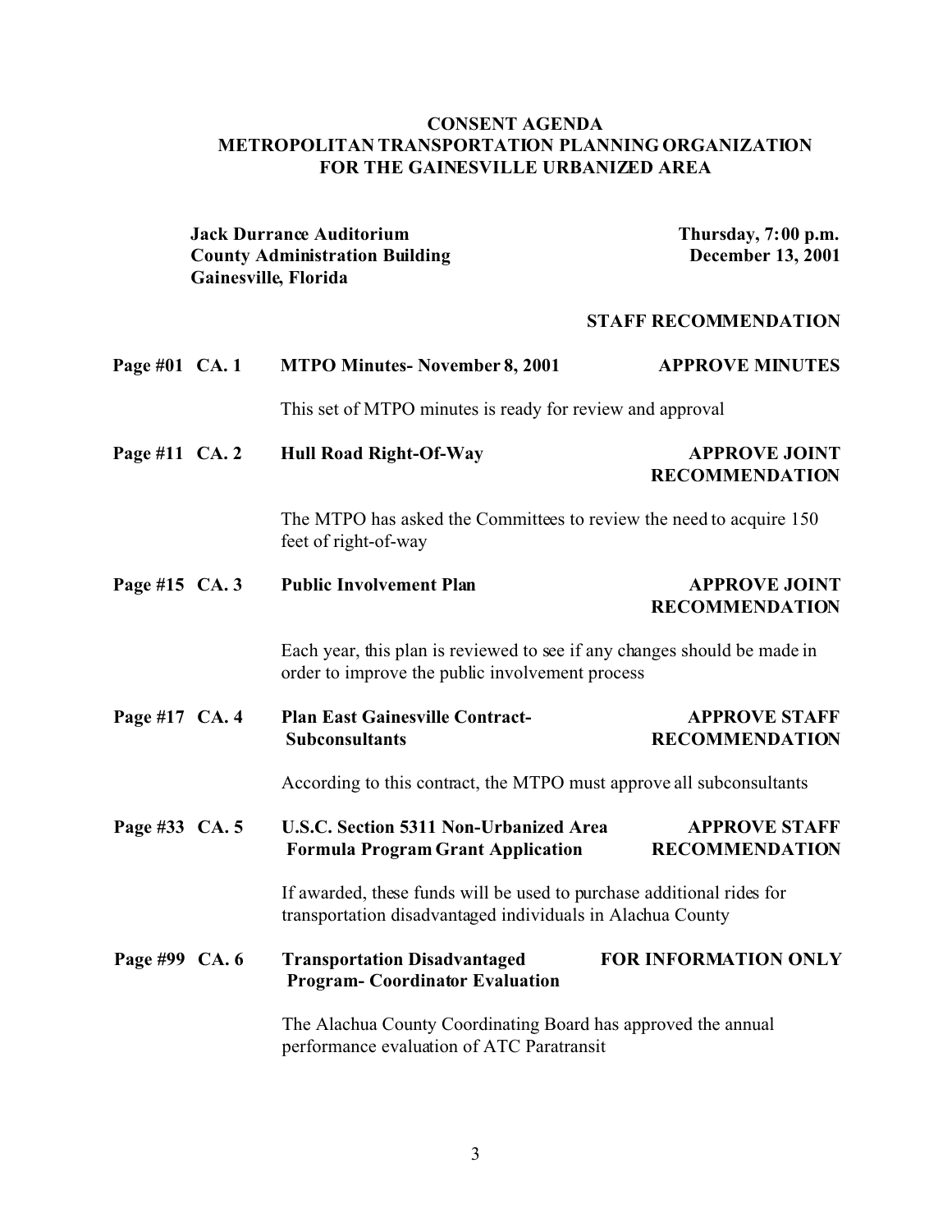# CONSENT AGENDA
# METROPOLITAN TRANSPORTATION PLANNING ORGANIZATION
# FOR THE GAINESVILLE URBANIZED AREA

**Jack Durrance Auditorium**
**County Administration Building**
**Gainesville, Florida**

**Thursday, 7:00 p.m.**
**December 13, 2001**

**STAFF RECOMMENDATION**

**Page #01 CA. 1 MTPO Minutes- November 8, 2001** — **APPROVE MINUTES**

This set of MTPO minutes is ready for review and approval

**Page #11 CA. 2 Hull Road Right-Of-Way** — **APPROVE JOINT RECOMMENDATION**

The MTPO has asked the Committees to review the need to acquire 150 feet of right-of-way

**Page #15 CA. 3 Public Involvement Plan** — **APPROVE JOINT RECOMMENDATION**

Each year, this plan is reviewed to see if any changes should be made in order to improve the public involvement process

**Page #17 CA. 4 Plan East Gainesville Contract- Subconsultants** — **APPROVE STAFF RECOMMENDATION**

According to this contract, the MTPO must approve all subconsultants

**Page #33 CA. 5 U.S.C. Section 5311 Non-Urbanized Area Formula Program Grant Application** — **APPROVE STAFF RECOMMENDATION**

If awarded, these funds will be used to purchase additional rides for transportation disadvantaged individuals in Alachua County

**Page #99 CA. 6 Transportation Disadvantaged Program- Coordinator Evaluation** — **FOR INFORMATION ONLY**

The Alachua County Coordinating Board has approved the annual performance evaluation of ATC Paratransit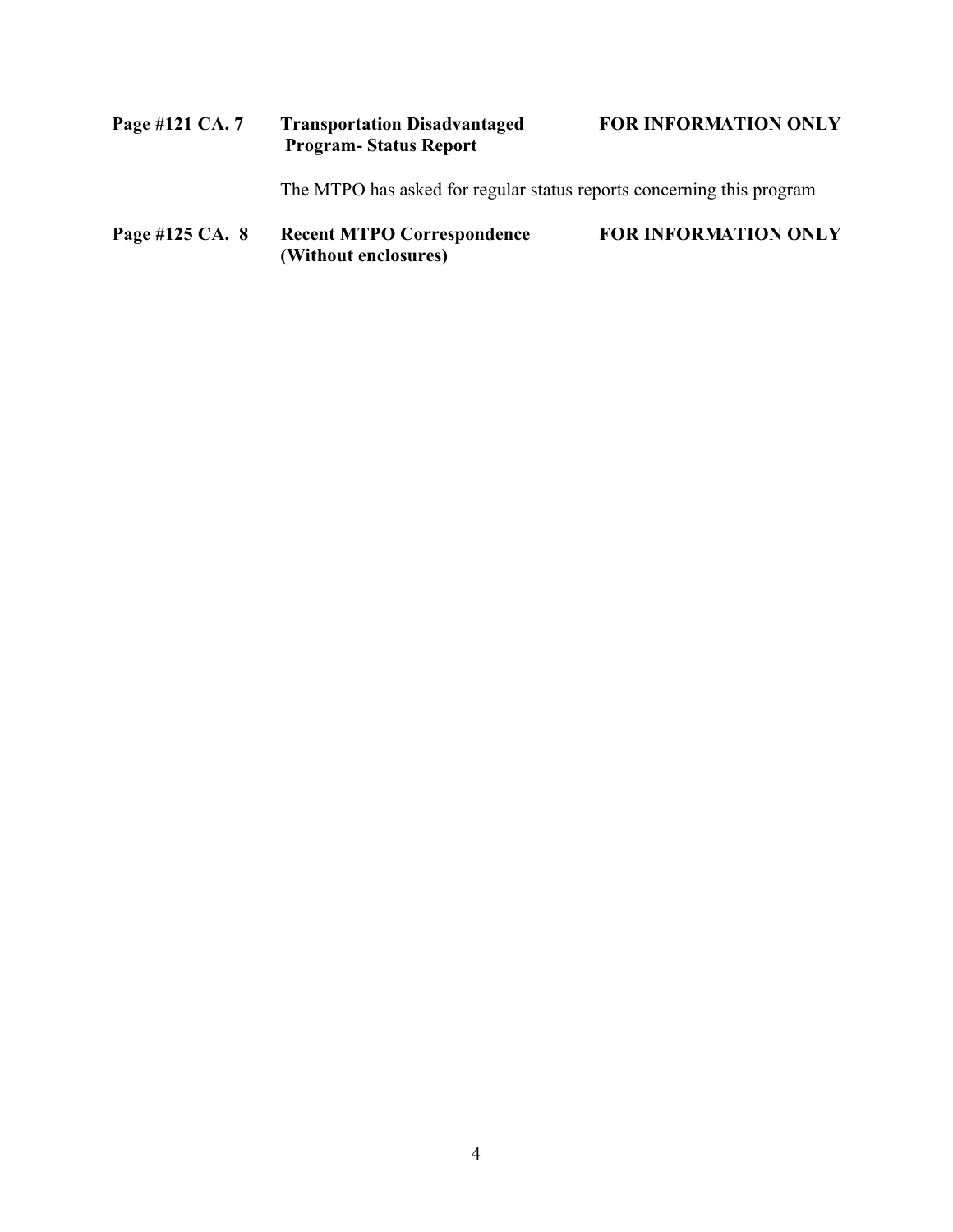**Page #121 CA. 7** **Transportation Disadvantaged Program- Status Report** **FOR INFORMATION ONLY**

The MTPO has asked for regular status reports concerning this program

**Page #125 CA. 8** **Recent MTPO Correspondence (Without enclosures)** **FOR INFORMATION ONLY**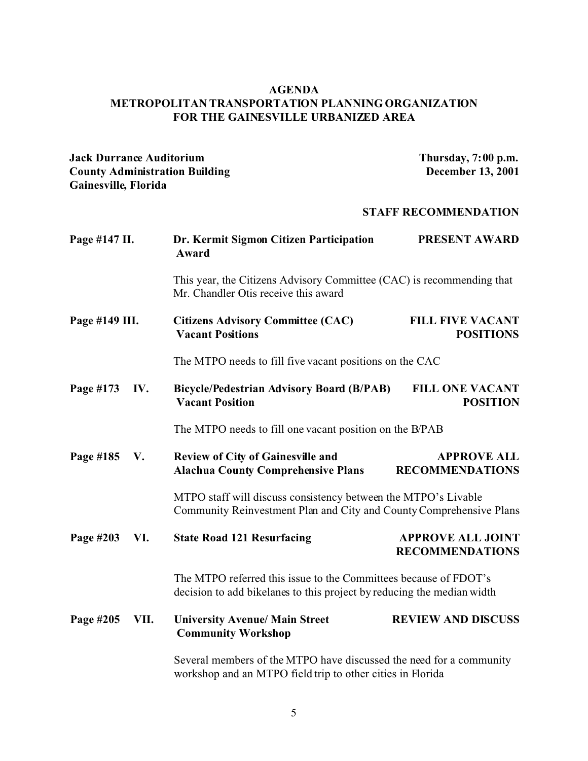**AGENDA**
**METROPOLITAN TRANSPORTATION PLANNING ORGANIZATION**
**FOR THE GAINESVILLE URBANIZED AREA**

**Jack Durrance Auditorium**
**County Administration Building**
**Gainesville, Florida**

**Thursday, 7:00 p.m.**
**December 13, 2001**

**STAFF RECOMMENDATION**

**Page #147 II. Dr. Kermit Sigmon Citizen Participation Award** — **PRESENT AWARD**

This year, the Citizens Advisory Committee (CAC) is recommending that Mr. Chandler Otis receive this award

**Page #149 III. Citizens Advisory Committee (CAC) Vacant Positions** — **FILL FIVE VACANT POSITIONS**

The MTPO needs to fill five vacant positions on the CAC

**Page #173 IV. Bicycle/Pedestrian Advisory Board (B/PAB) Vacant Position** — **FILL ONE VACANT POSITION**

The MTPO needs to fill one vacant position on the B/PAB

**Page #185 V. Review of City of Gainesville and Alachua County Comprehensive Plans** — **APPROVE ALL RECOMMENDATIONS**

MTPO staff will discuss consistency between the MTPO's Livable Community Reinvestment Plan and City and County Comprehensive Plans

**Page #203 VI. State Road 121 Resurfacing** — **APPROVE ALL JOINT RECOMMENDATIONS**

The MTPO referred this issue to the Committees because of FDOT's decision to add bikelanes to this project by reducing the median width

**Page #205 VII. University Avenue/ Main Street Community Workshop** — **REVIEW AND DISCUSS**

Several members of the MTPO have discussed the need for a community workshop and an MTPO field trip to other cities in Florida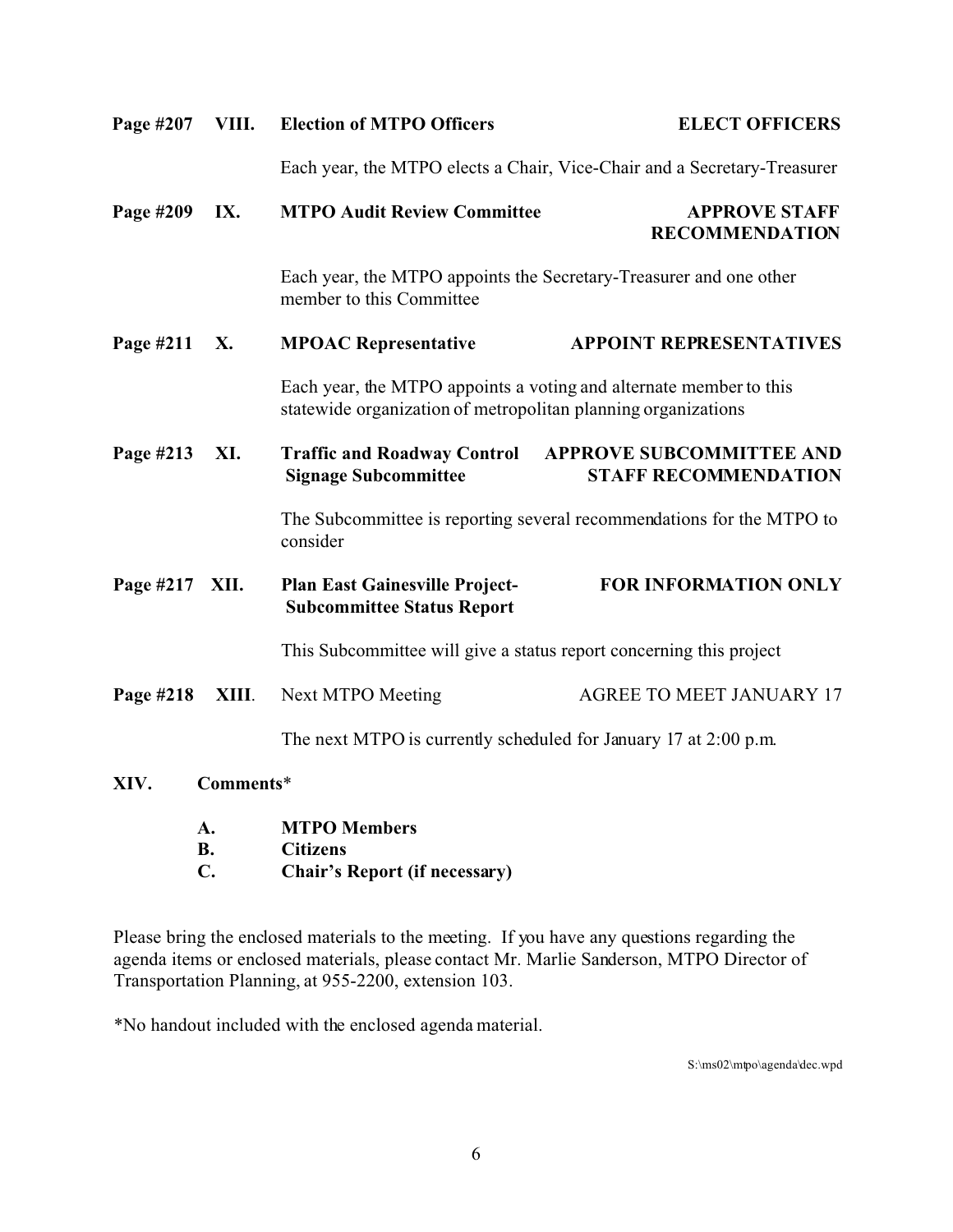**Page #207 VIII. Election of MTPO Officers** **ELECT OFFICERS**

Each year, the MTPO elects a Chair, Vice-Chair and a Secretary-Treasurer

**Page #209 IX. MTPO Audit Review Committee** **APPROVE STAFF RECOMMENDATION**

Each year, the MTPO appoints the Secretary-Treasurer and one other member to this Committee

**Page #211 X. MPOAC Representative** **APPOINT REPRESENTATIVES**

Each year, the MTPO appoints a voting and alternate member to this statewide organization of metropolitan planning organizations

**Page #213 XI. Traffic and Roadway Control Signage Subcommittee** **APPROVE SUBCOMMITTEE AND STAFF RECOMMENDATION**

The Subcommittee is reporting several recommendations for the MTPO to consider

**Page #217 XII. Plan East Gainesville Project-Subcommittee Status Report** **FOR INFORMATION ONLY**

This Subcommittee will give a status report concerning this project

**Page #218 XIII**. Next MTPO Meeting AGREE TO MEET JANUARY 17

The next MTPO is currently scheduled for January 17 at 2:00 p.m.

**XIV. Comments***

- **A. MTPO Members**
- **B. Citizens**
- **C. Chair's Report (if necessary)**

Please bring the enclosed materials to the meeting. If you have any questions regarding the agenda items or enclosed materials, please contact Mr. Marlie Sanderson, MTPO Director of Transportation Planning, at 955-2200, extension 103.

*No handout included with the enclosed agenda material.

S:\ms02\mtpo\agenda\dec.wpd